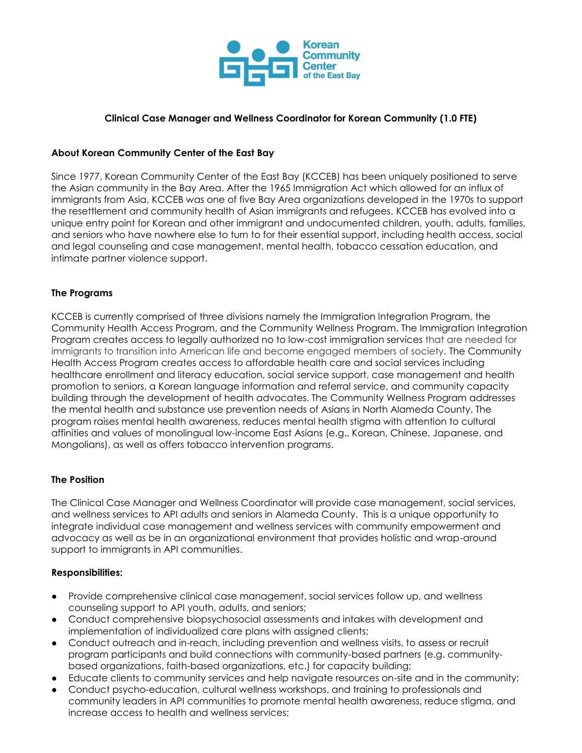Korean Community Center of the East Bay

**Clinical Case Manager and Wellness Coordinator for Korean Community (1.0 FTE)**

## About Korean Community Center of the East Bay

Since 1977, Korean Community Center of the East Bay (KCCEB) has been uniquely positioned to serve the Asian community in the Bay Area. After the 1965 Immigration Act which allowed for an influx of immigrants from Asia, KCCEB was one of five Bay Area organizations developed in the 1970s to support the resettlement and community health of Asian immigrants and refugees. KCCEB has evolved into a unique entry point for Korean and other immigrant and undocumented children, youth, adults, families, and seniors who have nowhere else to turn to for their essential support, including health access, social and legal counseling and case management, mental health, tobacco cessation education, and intimate partner violence support.

## The Programs

KCCEB is currently comprised of three divisions namely the Immigration Integration Program, the Community Health Access Program, and the Community Wellness Program. The Immigration Integration Program creates access to legally authorized no to low-cost immigration services that are needed for immigrants to transition into American life and become engaged members of society. The Community Health Access Program creates access to affordable health care and social services including healthcare enrollment and literacy education, social service support, case management and health promotion to seniors, a Korean language information and referral service, and community capacity building through the development of health advocates. The Community Wellness Program addresses the mental health and substance use prevention needs of Asians in North Alameda County. The program raises mental health awareness, reduces mental health stigma with attention to cultural affinities and values of monolingual low-income East Asians (e.g., Korean, Chinese, Japanese, and Mongolians), as well as offers tobacco intervention programs.

## The Position

The Clinical Case Manager and Wellness Coordinator will provide case management, social services, and wellness services to API adults and seniors in Alameda County. This is a unique opportunity to integrate individual case management and wellness services with community empowerment and advocacy as well as be in an organizational environment that provides holistic and wrap-around support to immigrants in API communities.

## Responsibilities:

- Provide comprehensive clinical case management, social services follow up, and wellness counseling support to API youth, adults, and seniors;
- Conduct comprehensive biopsychosocial assessments and intakes with development and implementation of individualized care plans with assigned clients;
- Conduct outreach and in-reach, including prevention and wellness visits, to assess or recruit program participants and build connections with community-based partners (e.g. community-based organizations, faith-based organizations, etc.) for capacity building;
- Educate clients to community services and help navigate resources on-site and in the community;
- Conduct psycho-education, cultural wellness workshops, and training to professionals and community leaders in API communities to promote mental health awareness, reduce stigma, and increase access to health and wellness services;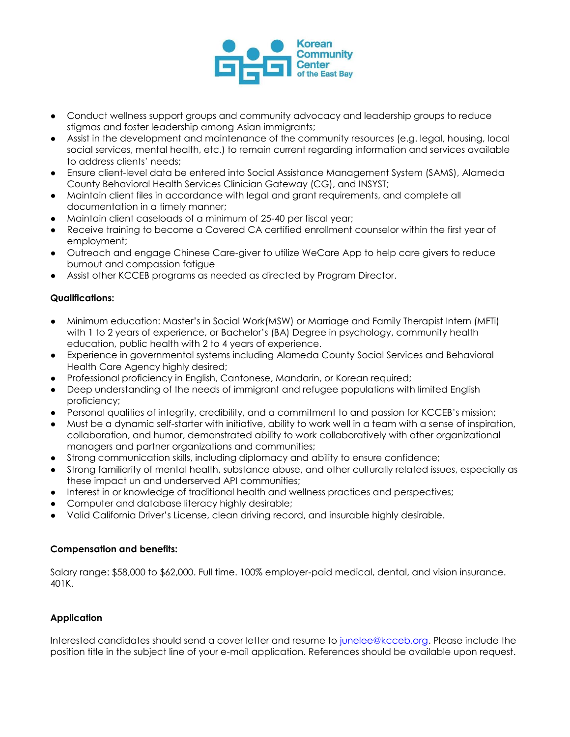- Conduct wellness support groups and community advocacy and leadership groups to reduce stigmas and foster leadership among Asian immigrants;
- Assist in the development and maintenance of the community resources (e.g. legal, housing, local social services, mental health, etc.) to remain current regarding information and services available to address clients' needs;
- Ensure client-level data be entered into Social Assistance Management System (SAMS), Alameda County Behavioral Health Services Clinician Gateway (CG), and INSYST;
- Maintain client files in accordance with legal and grant requirements, and complete all documentation in a timely manner;
- Maintain client caseloads of a minimum of 25-40 per fiscal year;
- Receive training to become a Covered CA certified enrollment counselor within the first year of employment;
- Outreach and engage Chinese Care-giver to utilize WeCare App to help care givers to reduce burnout and compassion fatigue
- Assist other KCCEB programs as needed as directed by Program Director.

**Qualifications:**

- Minimum education: Master's in Social Work(MSW) or Marriage and Family Therapist Intern (MFTi) with 1 to 2 years of experience, or Bachelor's (BA) Degree in psychology, community health education, public health with 2 to 4 years of experience.
- Experience in governmental systems including Alameda County Social Services and Behavioral Health Care Agency highly desired;
- Professional proficiency in English, Cantonese, Mandarin, or Korean required;
- Deep understanding of the needs of immigrant and refugee populations with limited English proficiency;
- Personal qualities of integrity, credibility, and a commitment to and passion for KCCEB's mission;
- Must be a dynamic self-starter with initiative, ability to work well in a team with a sense of inspiration, collaboration, and humor, demonstrated ability to work collaboratively with other organizational managers and partner organizations and communities;
- Strong communication skills, including diplomacy and ability to ensure confidence;
- Strong familiarity of mental health, substance abuse, and other culturally related issues, especially as these impact un and underserved API communities;
- Interest in or knowledge of traditional health and wellness practices and perspectives;
- Computer and database literacy highly desirable;
- Valid California Driver's License, clean driving record, and insurable highly desirable.

**Compensation and benefits:**

Salary range: $58,000 to $62,000. Full time. 100% employer-paid medical, dental, and vision insurance. 401K.

**Application**

Interested candidates should send a cover letter and resume to junelee@kcceb.org. Please include the position title in the subject line of your e-mail application. References should be available upon request.